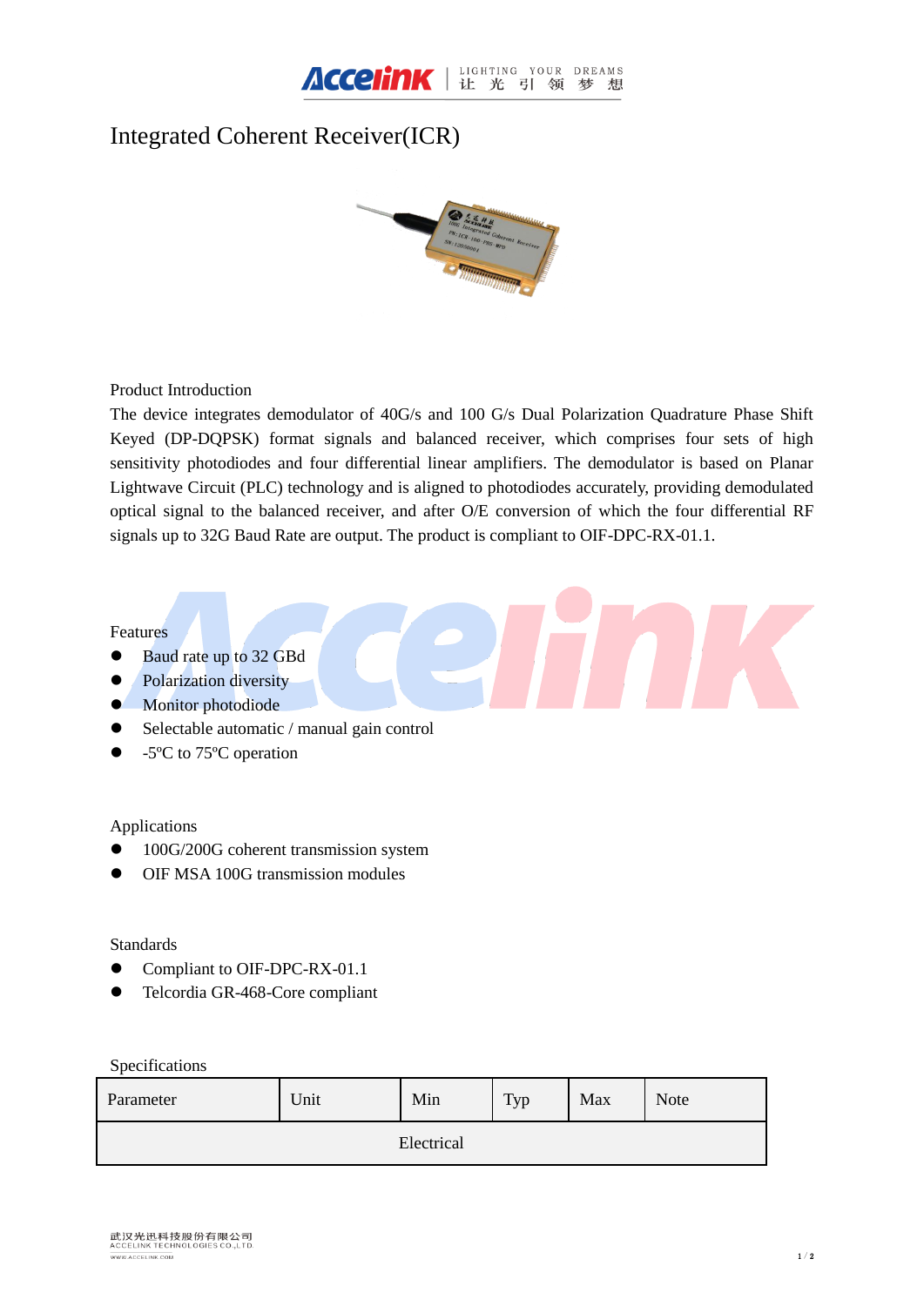# Integrated Coherent Receiver(ICR)

Product Introduction

The device integrates demodulator of 40G/s and 100 G/s Dual Polarization Quadrature Phase Shift Keyed (DP-DQPSK) format signals and balanced receiver, which comprises four sets of high sensitivity photodiodes and four differential linear amplifiers. The demodulator is based on Planar Lightwave Circuit (PLC) technology and is aligned to photodiodes accurately, providing demodulated optical signal to the balanced receiver, and after O/E conversion of which the four differential RF signals up to 32G Baud Rate are output. The product is compliant to OIF-DPC-RX-01.1.

Features

- Baud rate up to 32 GBd
- Polarization diversity
- Monitor photodiode
- Selectable automatic / manual gain control
- -5ºC to 75ºC operation

Applications

- 100G/200G coherent transmission system
- OIF MSA 100G transmission modules

Standards

- Compliant to OIF-DPC-RX-01.1
- Telcordia GR-468-Core compliant

Specifications

| Parameter | Unit | Min | Typ | Max | Note |
|---|---|---|---|---|---|
| Electrical | | | | | |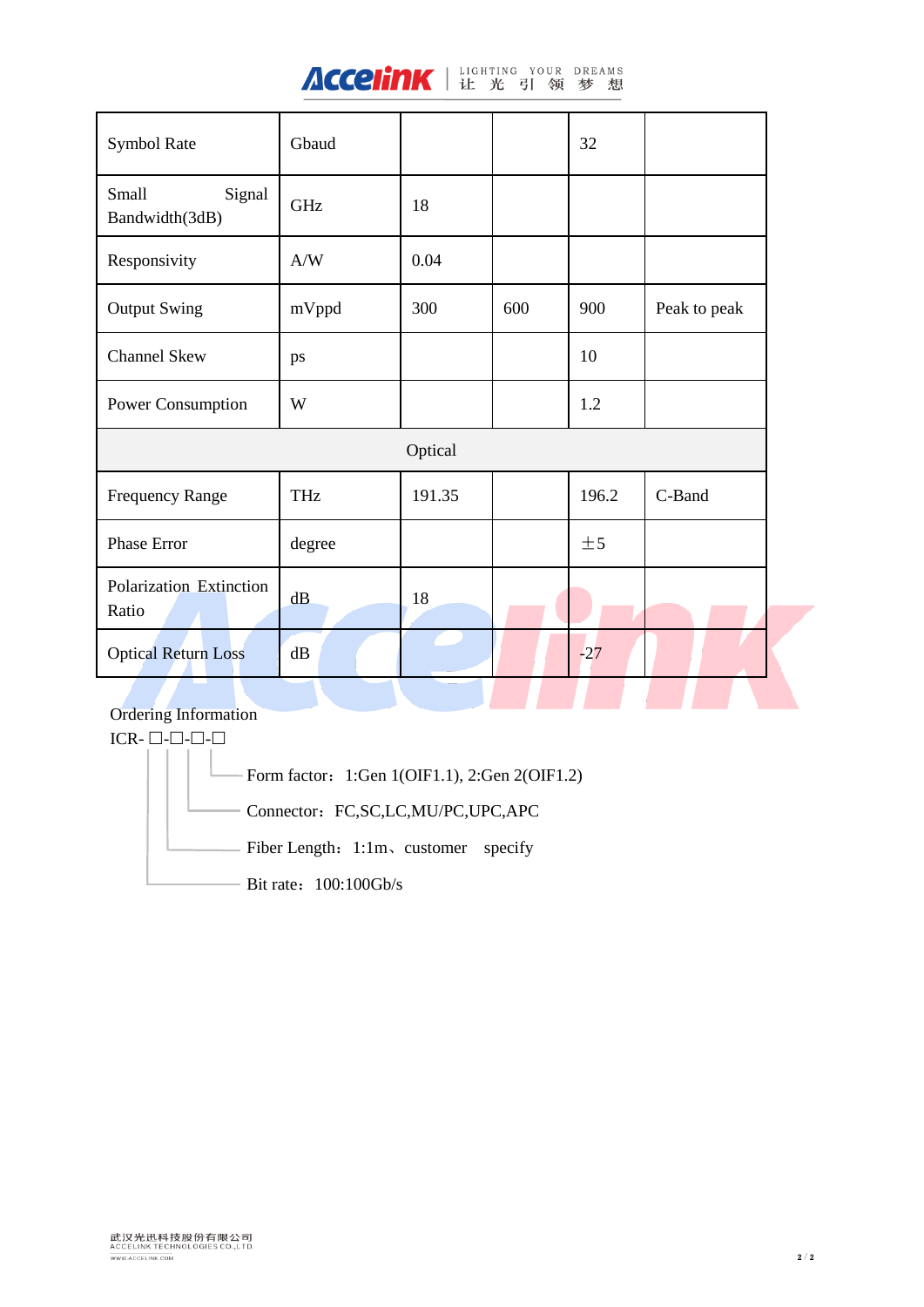| | | | | | |
|---|---|---|---|---|---|
| Symbol Rate | Gbaud | | | 32 | |
| Small Signal Bandwidth(3dB) | GHz | 18 | | | |
| Responsivity | A/W | 0.04 | | | |
| Output Swing | mVppd | 300 | 600 | 900 | Peak to peak |
| Channel Skew | ps | | | 10 | |
| Power Consumption | W | | | 1.2 | |
| Optical | | | | | |
| Frequency Range | THz | 191.35 | | 196.2 | C-Band |
| Phase Error | degree | | | ±5 | |
| Polarization Extinction Ratio | dB | 18 | | | |
| Optical Return Loss | dB | | | -27 | |

Ordering Information

ICR- □-□-□-□

- Form factor：1:Gen 1(OIF1.1), 2:Gen 2(OIF1.2)
- Connector：FC,SC,LC,MU/PC,UPC,APC
- Fiber Length：1:1m、customer specify
- Bit rate：100:100Gb/s